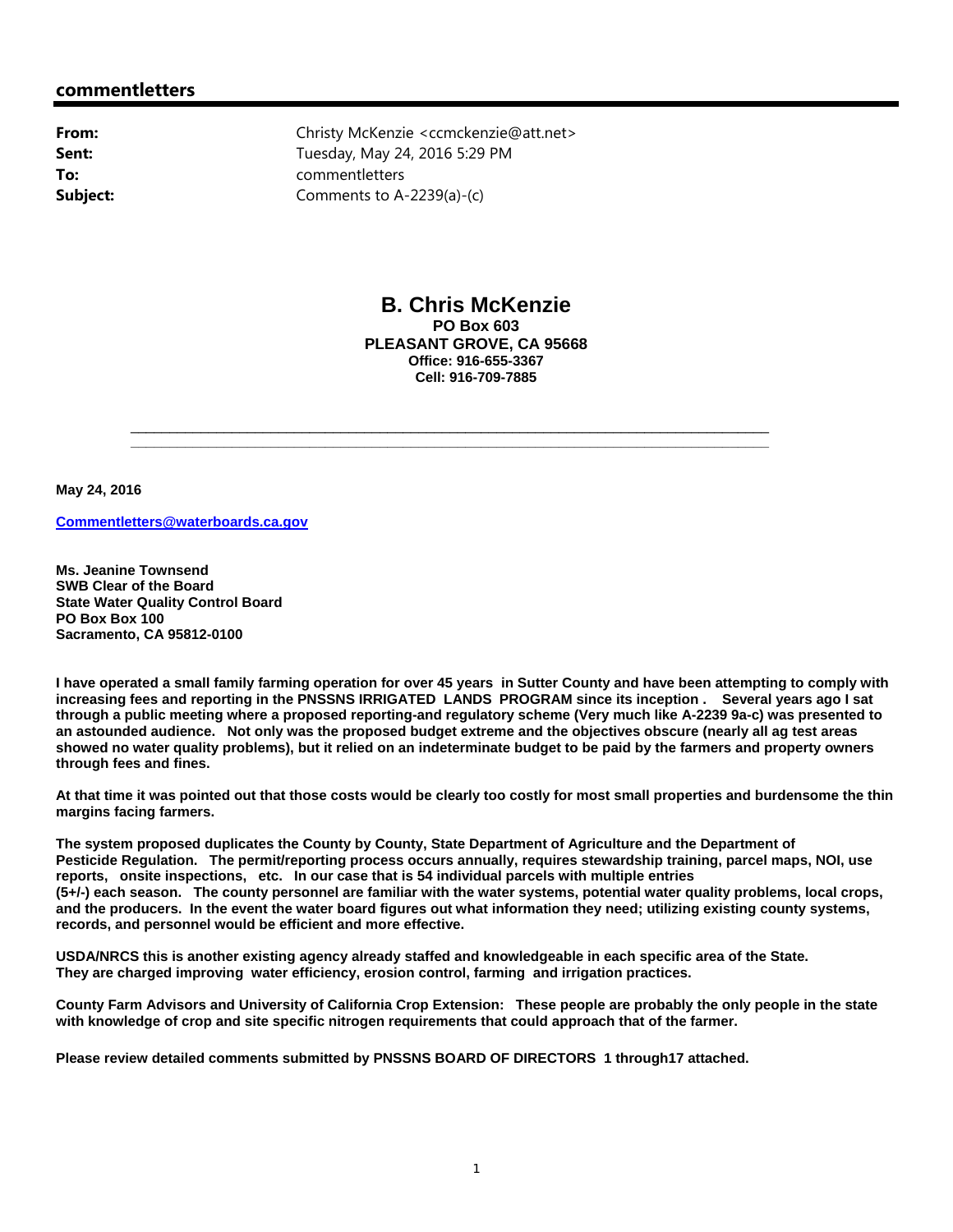## commentletters

**From:** Christy McKenzie <ccmckenzie@att.net>
**Sent:** Tuesday, May 24, 2016 5:29 PM
**To:** commentletters
**Subject:** Comments to A-2239(a)-(c)

**B. Chris McKenzie**
**PO Box 603**
**PLEASANT GROVE, CA 95668**
**Office: 916-655-3367**
**Cell: 916-709-7885**

---

**May 24, 2016**

**Commentletters@waterboards.ca.gov**

**Ms. Jeanine Townsend**
**SWB Clear of the Board**
**State Water Quality Control Board**
**PO Box Box 100**
**Sacramento, CA 95812-0100**

**I have operated a small family farming operation for over 45 years in Sutter County and have been attempting to comply with increasing fees and reporting in the PNSSNS IRRIGATED LANDS PROGRAM since its inception . Several years ago I sat through a public meeting where a proposed reporting-and regulatory scheme (Very much like A-2239 9a-c) was presented to an astounded audience. Not only was the proposed budget extreme and the objectives obscure (nearly all ag test areas showed no water quality problems), but it relied on an indeterminate budget to be paid by the farmers and property owners through fees and fines.**

**At that time it was pointed out that those costs would be clearly too costly for most small properties and burdensome the thin margins facing farmers.**

**The system proposed duplicates the County by County, State Department of Agriculture and the Department of Pesticide Regulation. The permit/reporting process occurs annually, requires stewardship training, parcel maps, NOI, use reports, onsite inspections, etc. In our case that is 54 individual parcels with multiple entries (5+/-) each season. The county personnel are familiar with the water systems, potential water quality problems, local crops, and the producers. In the event the water board figures out what information they need; utilizing existing county systems, records, and personnel would be efficient and more effective.**

**USDA/NRCS this is another existing agency already staffed and knowledgeable in each specific area of the State. They are charged improving water efficiency, erosion control, farming and irrigation practices.**

**County Farm Advisors and University of California Crop Extension: These people are probably the only people in the state with knowledge of crop and site specific nitrogen requirements that could approach that of the farmer.**

**Please review detailed comments submitted by PNSSNS BOARD OF DIRECTORS 1 through17 attached.**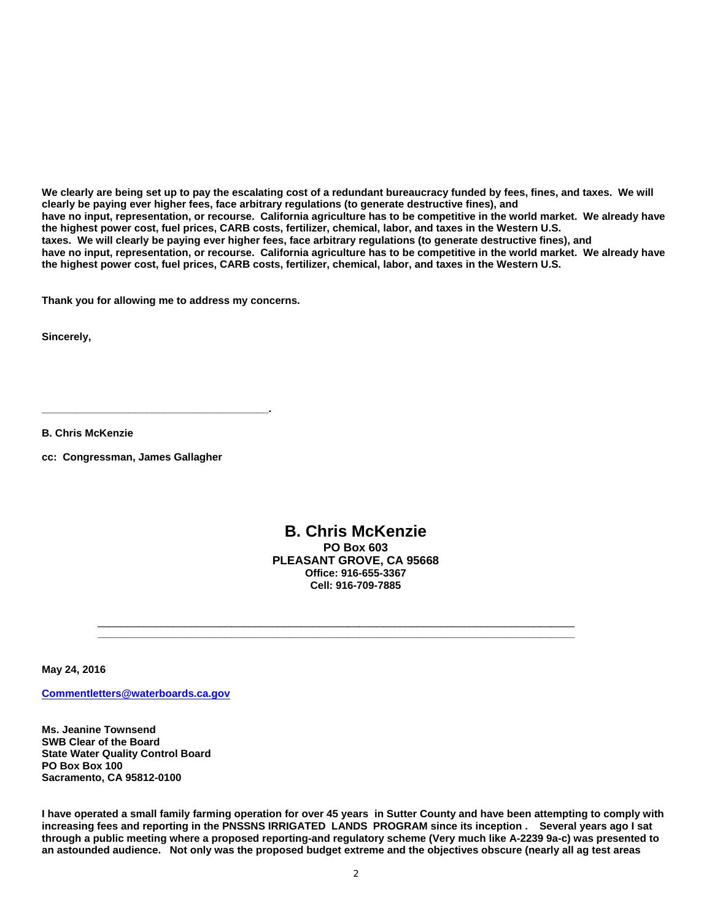**We clearly are being set up to pay the escalating cost of a redundant bureaucracy funded by fees, fines, and taxes. We will clearly be paying ever higher fees, face arbitrary regulations (to generate destructive fines), and have no input, representation, or recourse. California agriculture has to be competitive in the world market. We already have the highest power cost, fuel prices, CARB costs, fertilizer, chemical, labor, and taxes in the Western U.S. taxes. We will clearly be paying ever higher fees, face arbitrary regulations (to generate destructive fines), and have no input, representation, or recourse. California agriculture has to be competitive in the world market. We already have the highest power cost, fuel prices, CARB costs, fertilizer, chemical, labor, and taxes in the Western U.S.**

**Thank you for allowing me to address my concerns.**

**Sincerely,**

**______________________________________.**

**B. Chris McKenzie**

**cc: Congressman, James Gallagher**

# B. Chris McKenzie

**PO Box 603**
**PLEASANT GROVE, CA 95668**
**Office: 916-655-3367**
**Cell: 916-709-7885**

---

**May 24, 2016**

**Commentletters@waterboards.ca.gov**

**Ms. Jeanine Townsend**
**SWB Clear of the Board**
**State Water Quality Control Board**
**PO Box Box 100**
**Sacramento, CA 95812-0100**

**I have operated a small family farming operation for over 45 years in Sutter County and have been attempting to comply with increasing fees and reporting in the PNSSNS IRRIGATED LANDS PROGRAM since its inception . Several years ago I sat through a public meeting where a proposed reporting-and regulatory scheme (Very much like A-2239 9a-c) was presented to an astounded audience. Not only was the proposed budget extreme and the objectives obscure (nearly all ag test areas**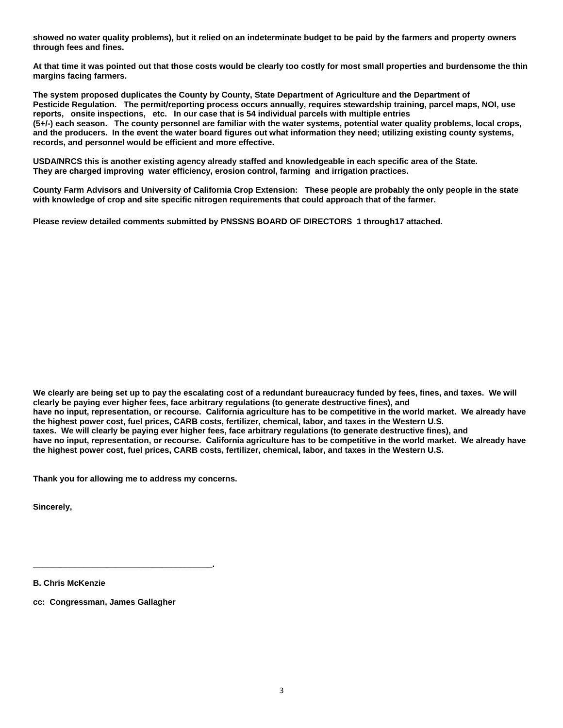**showed no water quality problems), but it relied on an indeterminate budget to be paid by the farmers and property owners through fees and fines.**

**At that time it was pointed out that those costs would be clearly too costly for most small properties and burdensome the thin margins facing farmers.**

**The system proposed duplicates the County by County, State Department of Agriculture and the Department of Pesticide Regulation. The permit/reporting process occurs annually, requires stewardship training, parcel maps, NOI, use reports, onsite inspections, etc. In our case that is 54 individual parcels with multiple entries (5+/-) each season. The county personnel are familiar with the water systems, potential water quality problems, local crops, and the producers. In the event the water board figures out what information they need; utilizing existing county systems, records, and personnel would be efficient and more effective.**

**USDA/NRCS this is another existing agency already staffed and knowledgeable in each specific area of the State. They are charged improving water efficiency, erosion control, farming and irrigation practices.**

**County Farm Advisors and University of California Crop Extension: These people are probably the only people in the state with knowledge of crop and site specific nitrogen requirements that could approach that of the farmer.**

**Please review detailed comments submitted by PNSSNS BOARD OF DIRECTORS 1 through17 attached.**

**We clearly are being set up to pay the escalating cost of a redundant bureaucracy funded by fees, fines, and taxes. We will clearly be paying ever higher fees, face arbitrary regulations (to generate destructive fines), and have no input, representation, or recourse. California agriculture has to be competitive in the world market. We already have the highest power cost, fuel prices, CARB costs, fertilizer, chemical, labor, and taxes in the Western U.S. taxes. We will clearly be paying ever higher fees, face arbitrary regulations (to generate destructive fines), and have no input, representation, or recourse. California agriculture has to be competitive in the world market. We already have the highest power cost, fuel prices, CARB costs, fertilizer, chemical, labor, and taxes in the Western U.S.**

**Thank you for allowing me to address my concerns.**

**Sincerely,**

**______________________________________.**

**B. Chris McKenzie**

**cc: Congressman, James Gallagher**